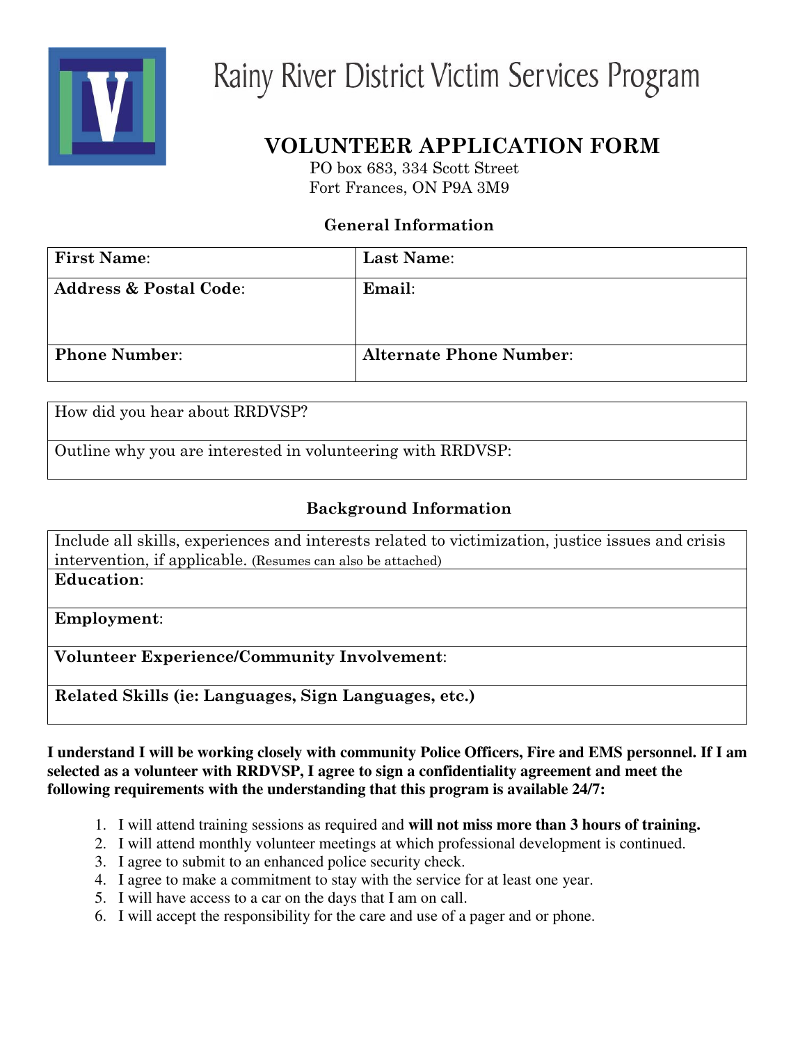# Rainy River District Victim Services Program

## VOLUNTEER APPLICATION FORM

PO box 683, 334 Scott Street
Fort Frances, ON P9A 3M9

### General Information

| **First Name**: | **Last Name**: |
|---|---|
| **Address & Postal Code**: | **Email**: |
| **Phone Number**: | **Alternate Phone Number**: |

| How did you hear about RRDVSP? |
|---|
| Outline why you are interested in volunteering with RRDVSP: |

### Background Information

| Include all skills, experiences and interests related to victimization, justice issues and crisis intervention, if applicable. (Resumes can also be attached) |
|---|
| **Education**: |
| **Employment**: |
| **Volunteer Experience/Community Involvement**: |
| **Related Skills (ie: Languages, Sign Languages, etc.)** |

**I understand I will be working closely with community Police Officers, Fire and EMS personnel. If I am selected as a volunteer with RRDVSP, I agree to sign a confidentiality agreement and meet the following requirements with the understanding that this program is available 24/7:**

1. I will attend training sessions as required and **will not miss more than 3 hours of training.**
2. I will attend monthly volunteer meetings at which professional development is continued.
3. I agree to submit to an enhanced police security check.
4. I agree to make a commitment to stay with the service for at least one year.
5. I will have access to a car on the days that I am on call.
6. I will accept the responsibility for the care and use of a pager and or phone.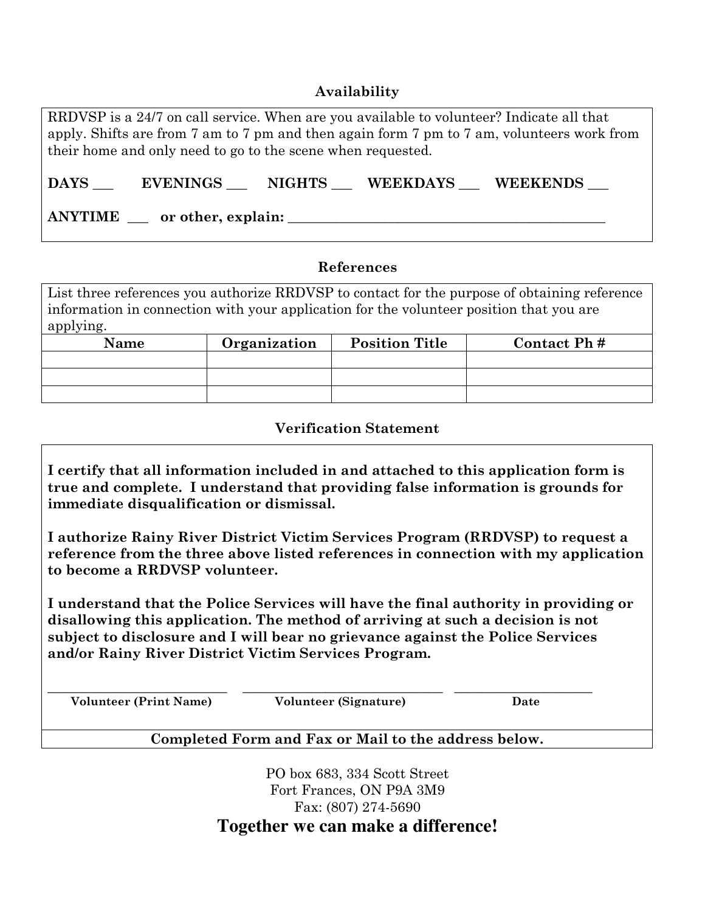## Availability

RRDVSP is a 24/7 on call service. When are you available to volunteer? Indicate all that apply. Shifts are from 7 am to 7 pm and then again form 7 pm to 7 am, volunteers work from their home and only need to go to the scene when requested.

**DAYS ___ EVENINGS ___ NIGHTS ___ WEEKDAYS ___ WEEKENDS ___**

**ANYTIME ___ or other, explain: ______________________________________________**

## References

List three references you authorize RRDVSP to contact for the purpose of obtaining reference information in connection with your application for the volunteer position that you are applying.

| Name | Organization | Position Title | Contact Ph # |
|---|---|---|---|
| | | | |
| | | | |
| | | | |

## Verification Statement

**I certify that all information included in and attached to this application form is true and complete. I understand that providing false information is grounds for immediate disqualification or dismissal.**

**I authorize Rainy River District Victim Services Program (RRDVSP) to request a reference from the three above listed references in connection with my application to become a RRDVSP volunteer.**

**I understand that the Police Services will have the final authority in providing or disallowing this application. The method of arriving at such a decision is not subject to disclosure and I will bear no grievance against the Police Services and/or Rainy River District Victim Services Program.**

| | | |
|---|---|---|
| ________________________ | ___________________________ | ____________________ |
| **Volunteer (Print Name)** | **Volunteer (Signature)** | **Date** |

**Completed Form and Fax or Mail to the address below.**

PO box 683, 334 Scott Street
Fort Frances, ON P9A 3M9
Fax: (807) 274-5690

**Together we can make a difference!**